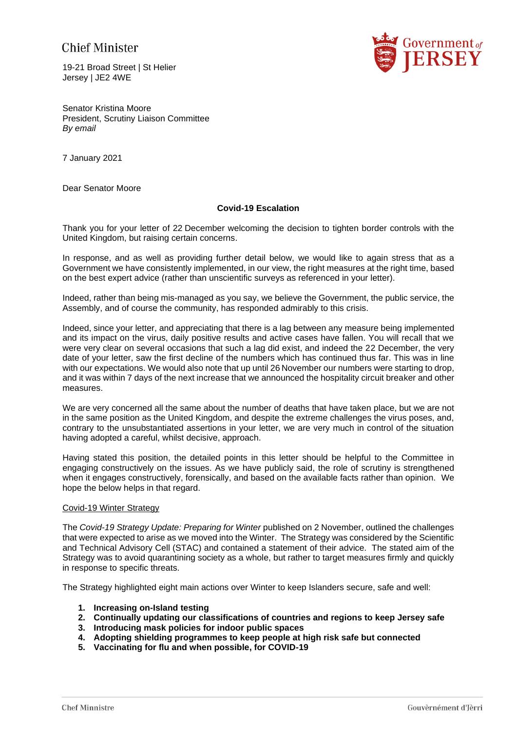Chief Minister

19-21 Broad Street | St Helier
Jersey | JE2 4WE

Senator Kristina Moore
President, Scrutiny Liaison Committee
*By email*

7 January 2021

Dear Senator Moore

**Covid-19 Escalation**

Thank you for your letter of 22 December welcoming the decision to tighten border controls with the United Kingdom, but raising certain concerns.

In response, and as well as providing further detail below, we would like to again stress that as a Government we have consistently implemented, in our view, the right measures at the right time, based on the best expert advice (rather than unscientific surveys as referenced in your letter).

Indeed, rather than being mis-managed as you say, we believe the Government, the public service, the Assembly, and of course the community, has responded admirably to this crisis.

Indeed, since your letter, and appreciating that there is a lag between any measure being implemented and its impact on the virus, daily positive results and active cases have fallen. You will recall that we were very clear on several occasions that such a lag did exist, and indeed the 22 December, the very date of your letter, saw the first decline of the numbers which has continued thus far. This was in line with our expectations. We would also note that up until 26 November our numbers were starting to drop, and it was within 7 days of the next increase that we announced the hospitality circuit breaker and other measures.

We are very concerned all the same about the number of deaths that have taken place, but we are not in the same position as the United Kingdom, and despite the extreme challenges the virus poses, and, contrary to the unsubstantiated assertions in your letter, we are very much in control of the situation having adopted a careful, whilst decisive, approach.

Having stated this position, the detailed points in this letter should be helpful to the Committee in engaging constructively on the issues. As we have publicly said, the role of scrutiny is strengthened when it engages constructively, forensically, and based on the available facts rather than opinion. We hope the below helps in that regard.

Covid-19 Winter Strategy

The *Covid-19 Strategy Update: Preparing for Winter* published on 2 November, outlined the challenges that were expected to arise as we moved into the Winter. The Strategy was considered by the Scientific and Technical Advisory Cell (STAC) and contained a statement of their advice. The stated aim of the Strategy was to avoid quarantining society as a whole, but rather to target measures firmly and quickly in response to specific threats.

The Strategy highlighted eight main actions over Winter to keep Islanders secure, safe and well:

1. **Increasing on-Island testing**
2. **Continually updating our classifications of countries and regions to keep Jersey safe**
3. **Introducing mask policies for indoor public spaces**
4. **Adopting shielding programmes to keep people at high risk safe but connected**
5. **Vaccinating for flu and when possible, for COVID-19**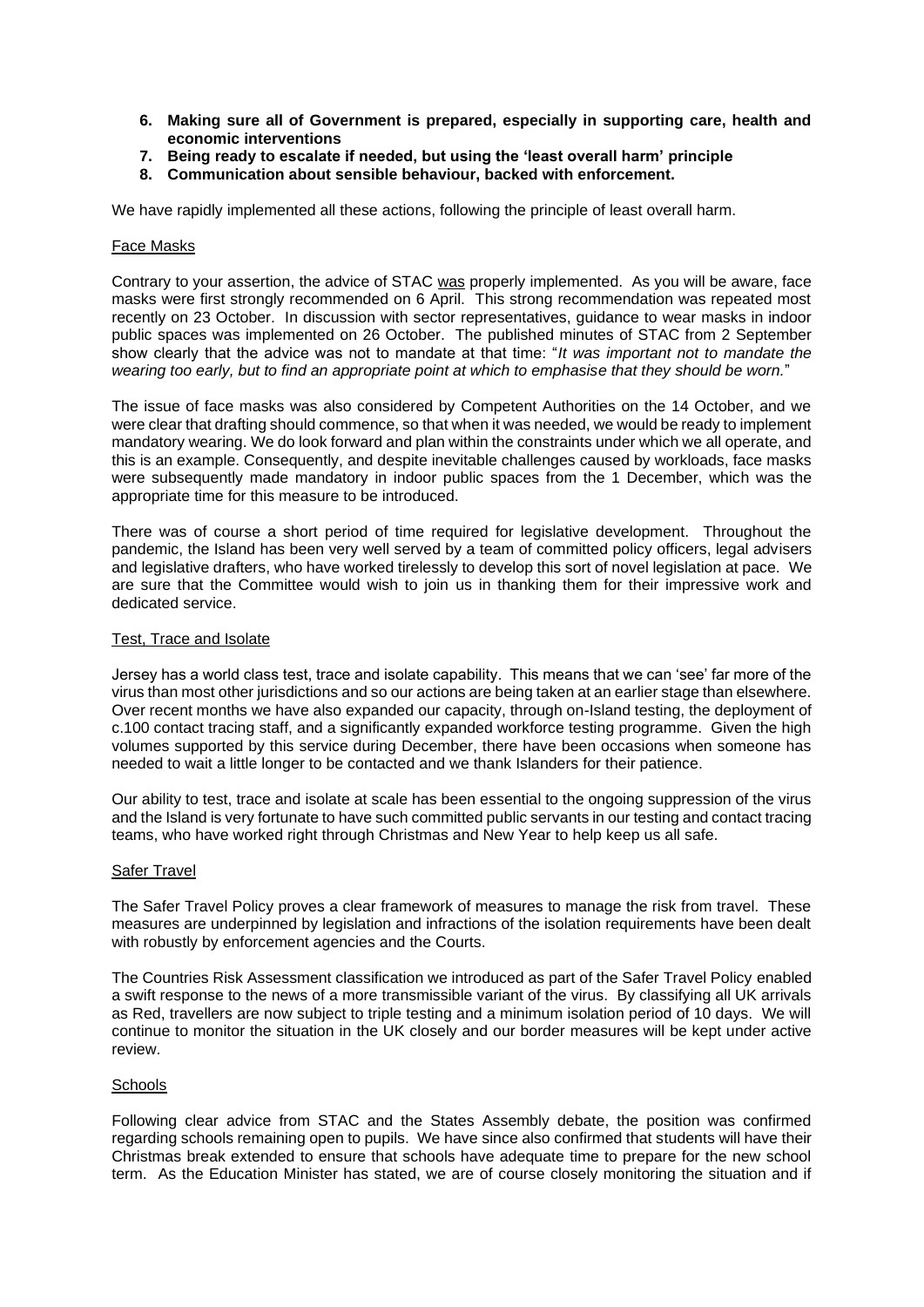6. **Making sure all of Government is prepared, especially in supporting care, health and economic interventions**
7. **Being ready to escalate if needed, but using the 'least overall harm' principle**
8. **Communication about sensible behaviour, backed with enforcement.**

We have rapidly implemented all these actions, following the principle of least overall harm.

Face Masks

Contrary to your assertion, the advice of STAC was properly implemented. As you will be aware, face masks were first strongly recommended on 6 April. This strong recommendation was repeated most recently on 23 October. In discussion with sector representatives, guidance to wear masks in indoor public spaces was implemented on 26 October. The published minutes of STAC from 2 September show clearly that the advice was not to mandate at that time: "*It was important not to mandate the wearing too early, but to find an appropriate point at which to emphasise that they should be worn.*"

The issue of face masks was also considered by Competent Authorities on the 14 October, and we were clear that drafting should commence, so that when it was needed, we would be ready to implement mandatory wearing. We do look forward and plan within the constraints under which we all operate, and this is an example. Consequently, and despite inevitable challenges caused by workloads, face masks were subsequently made mandatory in indoor public spaces from the 1 December, which was the appropriate time for this measure to be introduced.

There was of course a short period of time required for legislative development. Throughout the pandemic, the Island has been very well served by a team of committed policy officers, legal advisers and legislative drafters, who have worked tirelessly to develop this sort of novel legislation at pace. We are sure that the Committee would wish to join us in thanking them for their impressive work and dedicated service.

Test, Trace and Isolate

Jersey has a world class test, trace and isolate capability. This means that we can 'see' far more of the virus than most other jurisdictions and so our actions are being taken at an earlier stage than elsewhere. Over recent months we have also expanded our capacity, through on-Island testing, the deployment of c.100 contact tracing staff, and a significantly expanded workforce testing programme. Given the high volumes supported by this service during December, there have been occasions when someone has needed to wait a little longer to be contacted and we thank Islanders for their patience.

Our ability to test, trace and isolate at scale has been essential to the ongoing suppression of the virus and the Island is very fortunate to have such committed public servants in our testing and contact tracing teams, who have worked right through Christmas and New Year to help keep us all safe.

Safer Travel

The Safer Travel Policy proves a clear framework of measures to manage the risk from travel. These measures are underpinned by legislation and infractions of the isolation requirements have been dealt with robustly by enforcement agencies and the Courts.

The Countries Risk Assessment classification we introduced as part of the Safer Travel Policy enabled a swift response to the news of a more transmissible variant of the virus. By classifying all UK arrivals as Red, travellers are now subject to triple testing and a minimum isolation period of 10 days. We will continue to monitor the situation in the UK closely and our border measures will be kept under active review.

Schools

Following clear advice from STAC and the States Assembly debate, the position was confirmed regarding schools remaining open to pupils. We have since also confirmed that students will have their Christmas break extended to ensure that schools have adequate time to prepare for the new school term. As the Education Minister has stated, we are of course closely monitoring the situation and if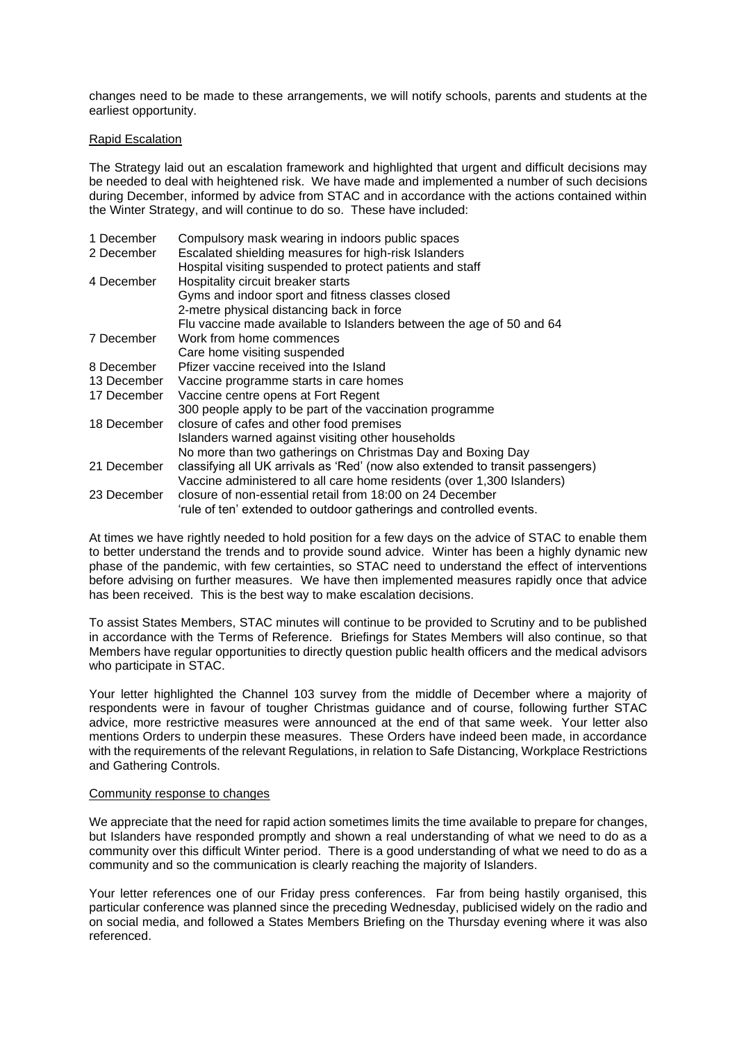changes need to be made to these arrangements, we will notify schools, parents and students at the earliest opportunity.

Rapid Escalation

The Strategy laid out an escalation framework and highlighted that urgent and difficult decisions may be needed to deal with heightened risk. We have made and implemented a number of such decisions during December, informed by advice from STAC and in accordance with the actions contained within the Winter Strategy, and will continue to do so. These have included:

| | |
|---|---|
| 1 December | Compulsory mask wearing in indoors public spaces |
| 2 December | Escalated shielding measures for high-risk Islanders |
| | Hospital visiting suspended to protect patients and staff |
| 4 December | Hospitality circuit breaker starts |
| | Gyms and indoor sport and fitness classes closed |
| | 2-metre physical distancing back in force |
| | Flu vaccine made available to Islanders between the age of 50 and 64 |
| 7 December | Work from home commences |
| | Care home visiting suspended |
| 8 December | Pfizer vaccine received into the Island |
| 13 December | Vaccine programme starts in care homes |
| 17 December | Vaccine centre opens at Fort Regent |
| | 300 people apply to be part of the vaccination programme |
| 18 December | closure of cafes and other food premises |
| | Islanders warned against visiting other households |
| | No more than two gatherings on Christmas Day and Boxing Day |
| 21 December | classifying all UK arrivals as 'Red' (now also extended to transit passengers) |
| | Vaccine administered to all care home residents (over 1,300 Islanders) |
| 23 December | closure of non-essential retail from 18:00 on 24 December |
| | 'rule of ten' extended to outdoor gatherings and controlled events. |

At times we have rightly needed to hold position for a few days on the advice of STAC to enable them to better understand the trends and to provide sound advice. Winter has been a highly dynamic new phase of the pandemic, with few certainties, so STAC need to understand the effect of interventions before advising on further measures. We have then implemented measures rapidly once that advice has been received. This is the best way to make escalation decisions.

To assist States Members, STAC minutes will continue to be provided to Scrutiny and to be published in accordance with the Terms of Reference. Briefings for States Members will also continue, so that Members have regular opportunities to directly question public health officers and the medical advisors who participate in STAC.

Your letter highlighted the Channel 103 survey from the middle of December where a majority of respondents were in favour of tougher Christmas guidance and of course, following further STAC advice, more restrictive measures were announced at the end of that same week. Your letter also mentions Orders to underpin these measures. These Orders have indeed been made, in accordance with the requirements of the relevant Regulations, in relation to Safe Distancing, Workplace Restrictions and Gathering Controls.

Community response to changes

We appreciate that the need for rapid action sometimes limits the time available to prepare for changes, but Islanders have responded promptly and shown a real understanding of what we need to do as a community over this difficult Winter period. There is a good understanding of what we need to do as a community and so the communication is clearly reaching the majority of Islanders.

Your letter references one of our Friday press conferences. Far from being hastily organised, this particular conference was planned since the preceding Wednesday, publicised widely on the radio and on social media, and followed a States Members Briefing on the Thursday evening where it was also referenced.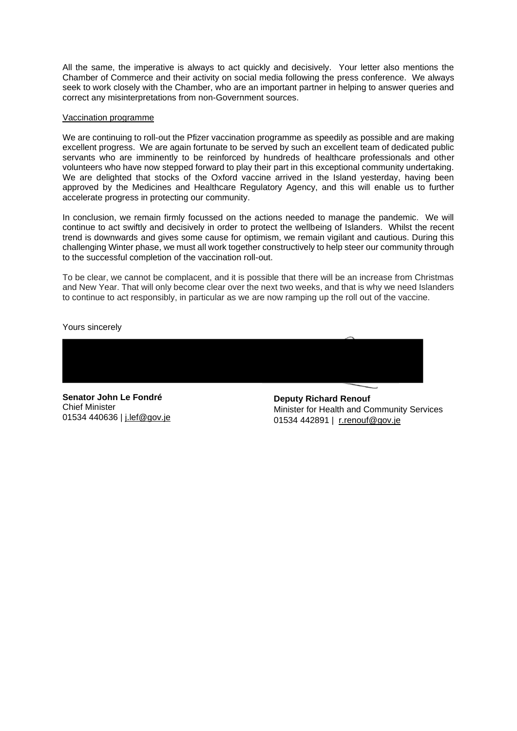All the same, the imperative is always to act quickly and decisively. Your letter also mentions the Chamber of Commerce and their activity on social media following the press conference. We always seek to work closely with the Chamber, who are an important partner in helping to answer queries and correct any misinterpretations from non-Government sources.

Vaccination programme

We are continuing to roll-out the Pfizer vaccination programme as speedily as possible and are making excellent progress. We are again fortunate to be served by such an excellent team of dedicated public servants who are imminently to be reinforced by hundreds of healthcare professionals and other volunteers who have now stepped forward to play their part in this exceptional community undertaking. We are delighted that stocks of the Oxford vaccine arrived in the Island yesterday, having been approved by the Medicines and Healthcare Regulatory Agency, and this will enable us to further accelerate progress in protecting our community.

In conclusion, we remain firmly focussed on the actions needed to manage the pandemic. We will continue to act swiftly and decisively in order to protect the wellbeing of Islanders. Whilst the recent trend is downwards and gives some cause for optimism, we remain vigilant and cautious. During this challenging Winter phase, we must all work together constructively to help steer our community through to the successful completion of the vaccination roll-out.

To be clear, we cannot be complacent, and it is possible that there will be an increase from Christmas and New Year. That will only become clear over the next two weeks, and that is why we need Islanders to continue to act responsibly, in particular as we are now ramping up the roll out of the vaccine.

Yours sincerely

**Senator John Le Fondré**
Chief Minister
01534 440636 | j.lef@gov.je

**Deputy Richard Renouf**
Minister for Health and Community Services
01534 442891 | r.renouf@gov.je